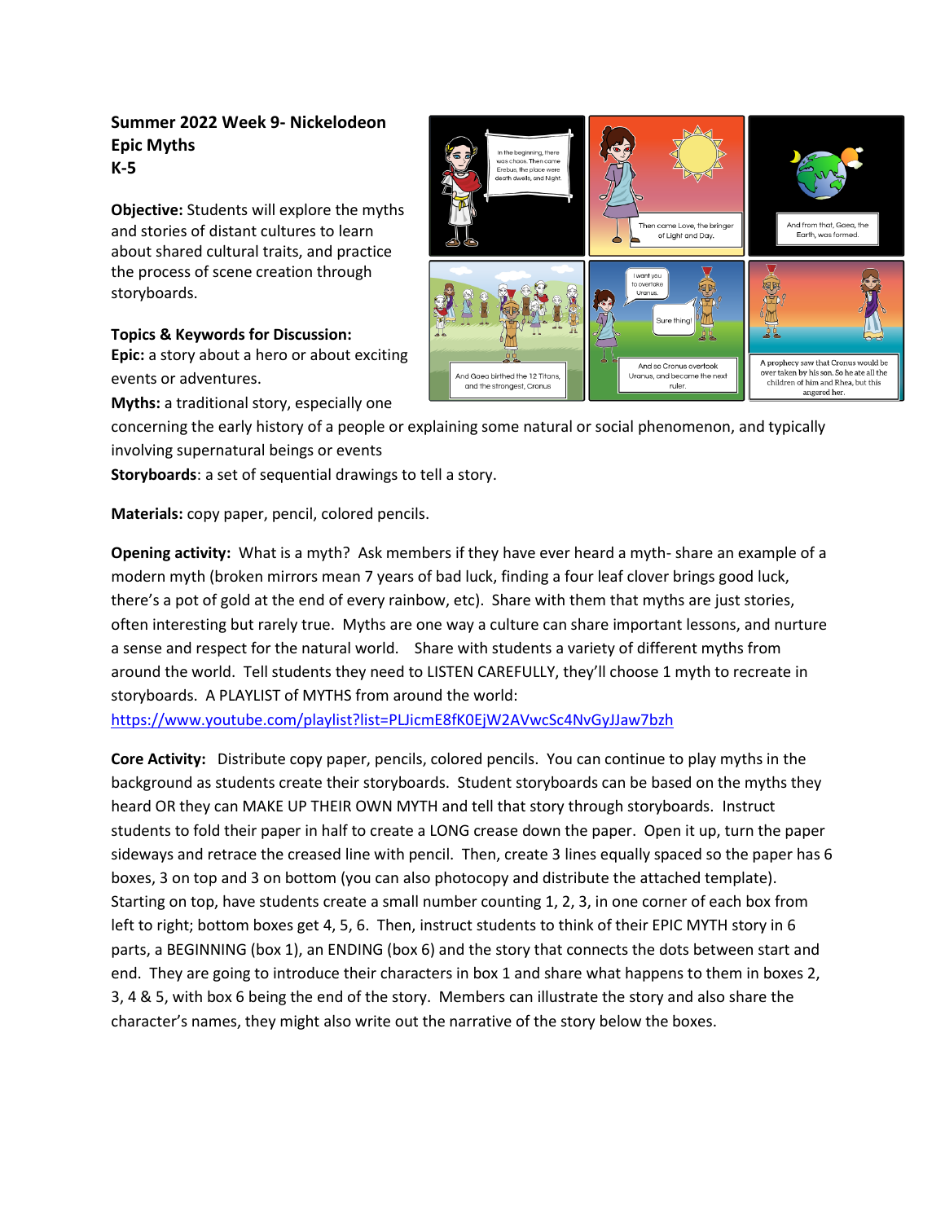**Summer 2022 Week 9- Nickelodeon Epic Myths**
**K-5**

**Objective:** Students will explore the myths and stories of distant cultures to learn about shared cultural traits, and practice the process of scene creation through storyboards.

**Topics & Keywords for Discussion:**
**Epic:** a story about a hero or about exciting events or adventures.
**Myths:** a traditional story, especially one concerning the early history of a people or explaining some natural or social phenomenon, and typically involving supernatural beings or events
**Storyboards**: a set of sequential drawings to tell a story.

**Materials:** copy paper, pencil, colored pencils.

**Opening activity:** What is a myth? Ask members if they have ever heard a myth- share an example of a modern myth (broken mirrors mean 7 years of bad luck, finding a four leaf clover brings good luck, there's a pot of gold at the end of every rainbow, etc). Share with them that myths are just stories, often interesting but rarely true. Myths are one way a culture can share important lessons, and nurture a sense and respect for the natural world. Share with students a variety of different myths from around the world. Tell students they need to LISTEN CAREFULLY, they'll choose 1 myth to recreate in storyboards. A PLAYLIST of MYTHS from around the world:
https://www.youtube.com/playlist?list=PLJicmE8fK0EjW2AVwcSc4NvGyJJaw7bzh

**Core Activity:** Distribute copy paper, pencils, colored pencils. You can continue to play myths in the background as students create their storyboards. Student storyboards can be based on the myths they heard OR they can MAKE UP THEIR OWN MYTH and tell that story through storyboards. Instruct students to fold their paper in half to create a LONG crease down the paper. Open it up, turn the paper sideways and retrace the creased line with pencil. Then, create 3 lines equally spaced so the paper has 6 boxes, 3 on top and 3 on bottom (you can also photocopy and distribute the attached template). Starting on top, have students create a small number counting 1, 2, 3, in one corner of each box from left to right; bottom boxes get 4, 5, 6. Then, instruct students to think of their EPIC MYTH story in 6 parts, a BEGINNING (box 1), an ENDING (box 6) and the story that connects the dots between start and end. They are going to introduce their characters in box 1 and share what happens to them in boxes 2, 3, 4 & 5, with box 6 being the end of the story. Members can illustrate the story and also share the character's names, they might also write out the narrative of the story below the boxes.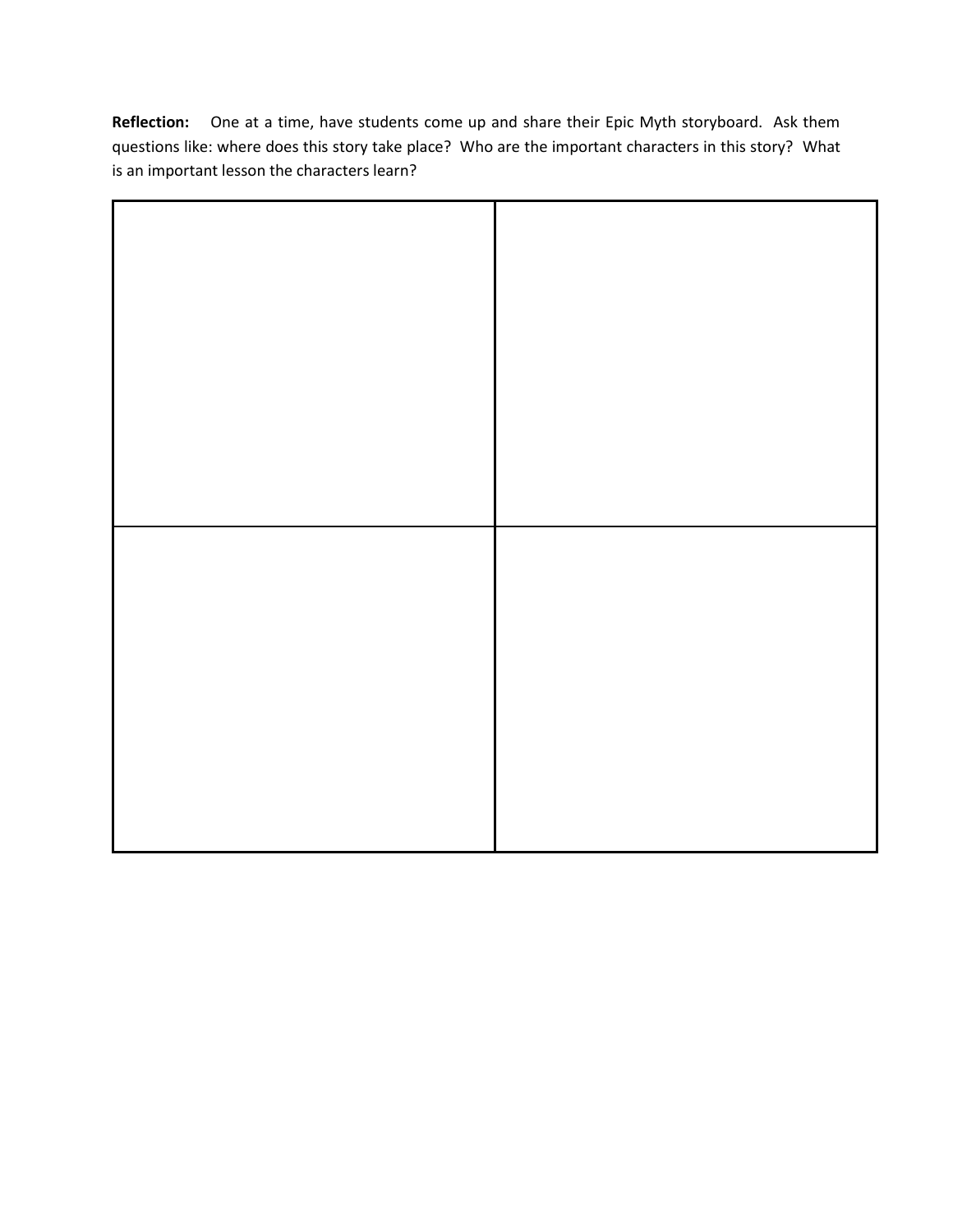**Reflection:** One at a time, have students come up and share their Epic Myth storyboard. Ask them questions like: where does this story take place? Who are the important characters in this story? What is an important lesson the characters learn?

| | |
|---|---|
| | |